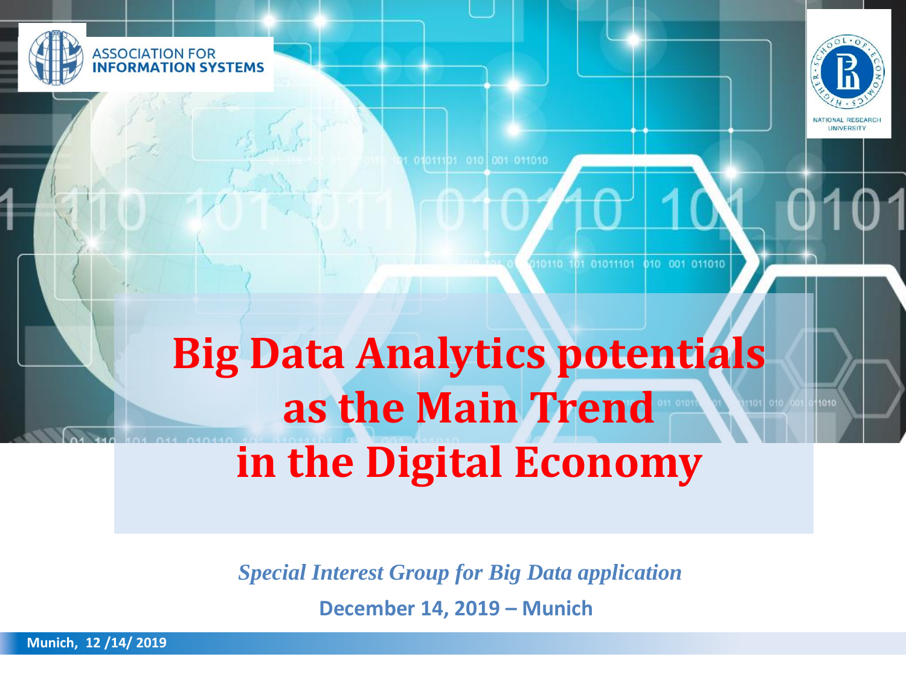ASSOCIATION FOR INFORMATION SYSTEMS

NATIONAL RESEARCH UNIVERSITY

# Big Data Analytics potentials as the Main Trend in the Digital Economy

*Special Interest Group for Big Data application*

**December 14, 2019 – Munich**

**Munich, 12 /14/ 2019**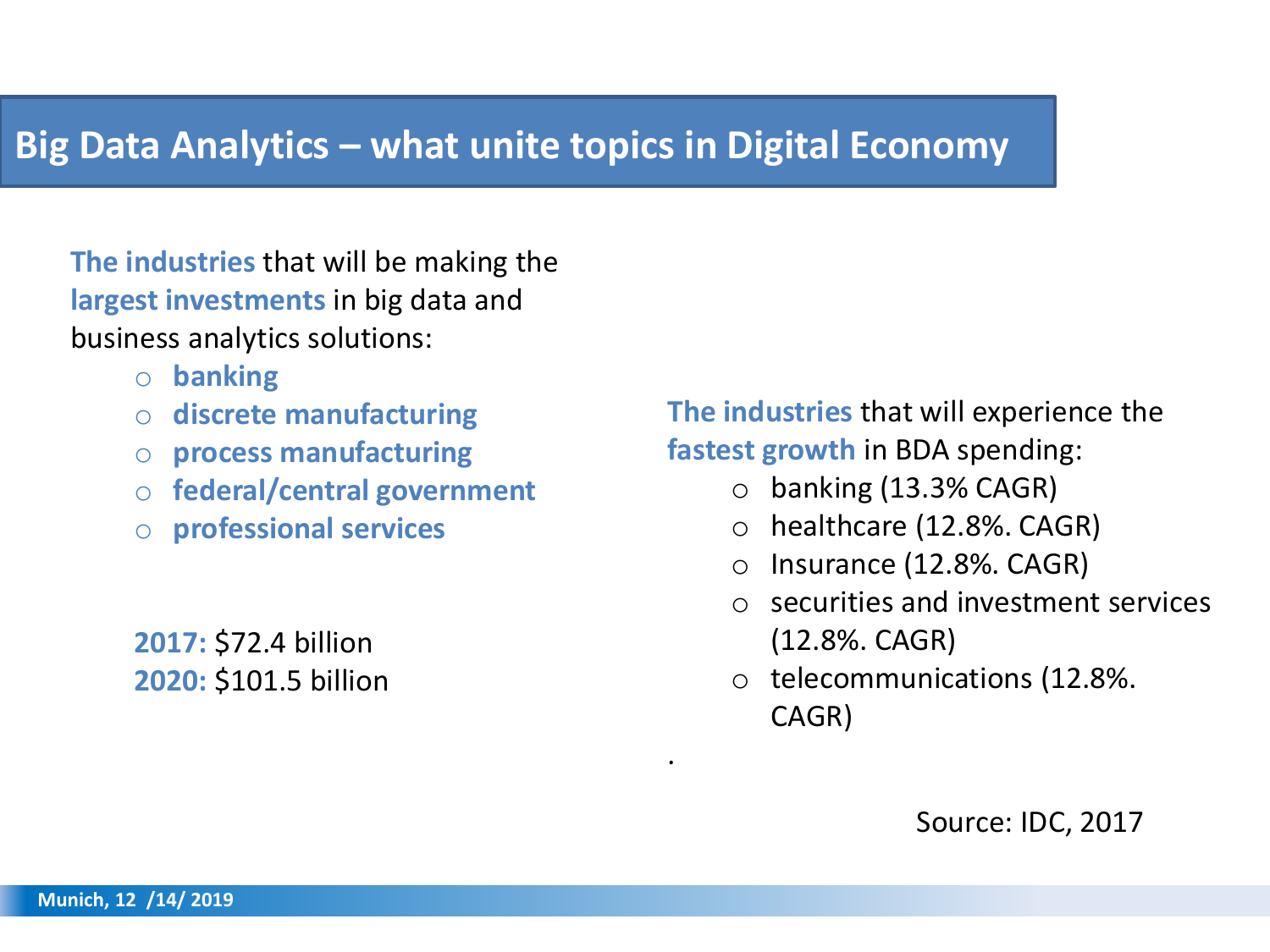# Big Data Analytics – what unite topics in Digital Economy

**The industries** that will be making the **largest investments** in big data and business analytics solutions:

- **banking**
- **discrete manufacturing**
- **process manufacturing**
- **federal/central government**
- **professional services**

**2017:** $72.4 billion
**2020:** $101.5 billion

**The industries** that will experience the **fastest growth** in BDA spending:

- banking (13.3% CAGR)
- healthcare (12.8%. CAGR)
- Insurance (12.8%. CAGR)
- securities and investment services (12.8%. CAGR)
- telecommunications (12.8%. CAGR)

.

Source: IDC, 2017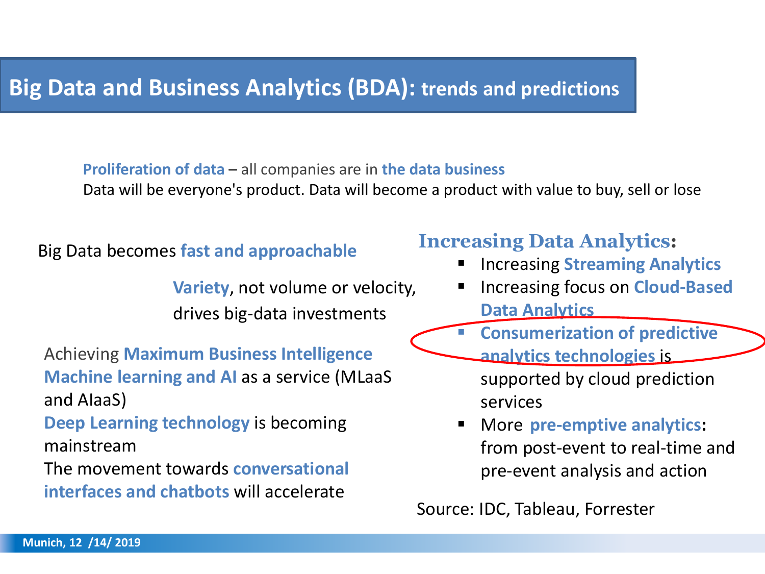# Big Data and Business Analytics (BDA): trends and predictions

**Proliferation of data** – all companies are in **the data business**
Data will be everyone's product. Data will become a product with value to buy, sell or lose

Big Data becomes **fast and approachable**

**Variety**, not volume or velocity, drives big-data investments

Achieving **Maximum Business Intelligence**
**Machine learning and AI** as a service (MLaaS and AIaaS)
**Deep Learning technology** is becoming mainstream
The movement towards **conversational interfaces and chatbots** will accelerate

**Increasing Data Analytics**:

- Increasing **Streaming Analytics**
- Increasing focus on **Cloud-Based Data Analytics**
- **Consumerization of predictive analytics technologies** is supported by cloud prediction services
- More **pre-emptive analytics**: from post-event to real-time and pre-event analysis and action

Source: IDC, Tableau, Forrester

Munich, 12 /14/ 2019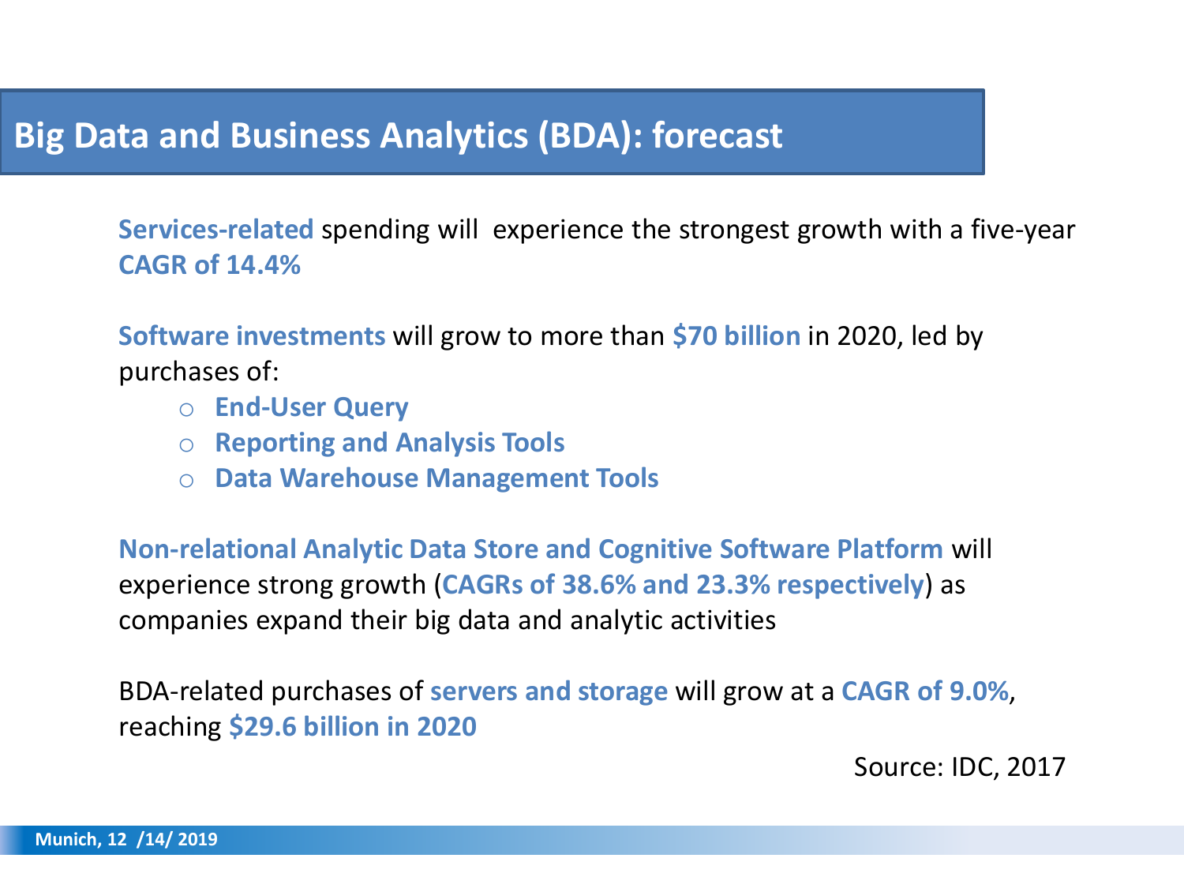# Big Data and Business Analytics (BDA): forecast

**Services-related** spending will experience the strongest growth with a five-year **CAGR of 14.4%**

**Software investments** will grow to more than **$70 billion** in 2020, led by purchases of:

- **End-User Query**
- **Reporting and Analysis Tools**
- **Data Warehouse Management Tools**

**Non-relational Analytic Data Store and Cognitive Software Platform** will experience strong growth (**CAGRs of 38.6% and 23.3% respectively**) as companies expand their big data and analytic activities

BDA-related purchases of **servers and storage** will grow at a **CAGR of 9.0%**, reaching **$29.6 billion in 2020**

Source: IDC, 2017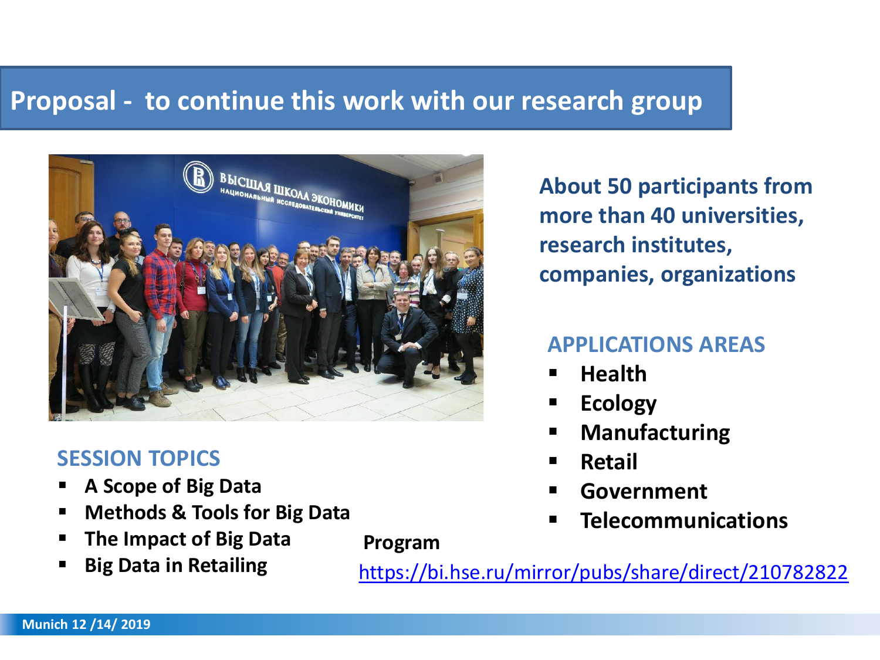## Proposal - to continue this work with our research group

**About 50 participants from more than 40 universities, research institutes, companies, organizations**

### APPLICATIONS AREAS

- **Health**
- **Ecology**
- **Manufacturing**
- **Retail**
- **Government**
- **Telecommunications**

### SESSION TOPICS

- **A Scope of Big Data**
- **Methods & Tools for Big Data**
- **The Impact of Big Data**
- **Big Data in Retailing**

**Program**

https://bi.hse.ru/mirror/pubs/share/direct/210782822

**Munich 12 /14/ 2019**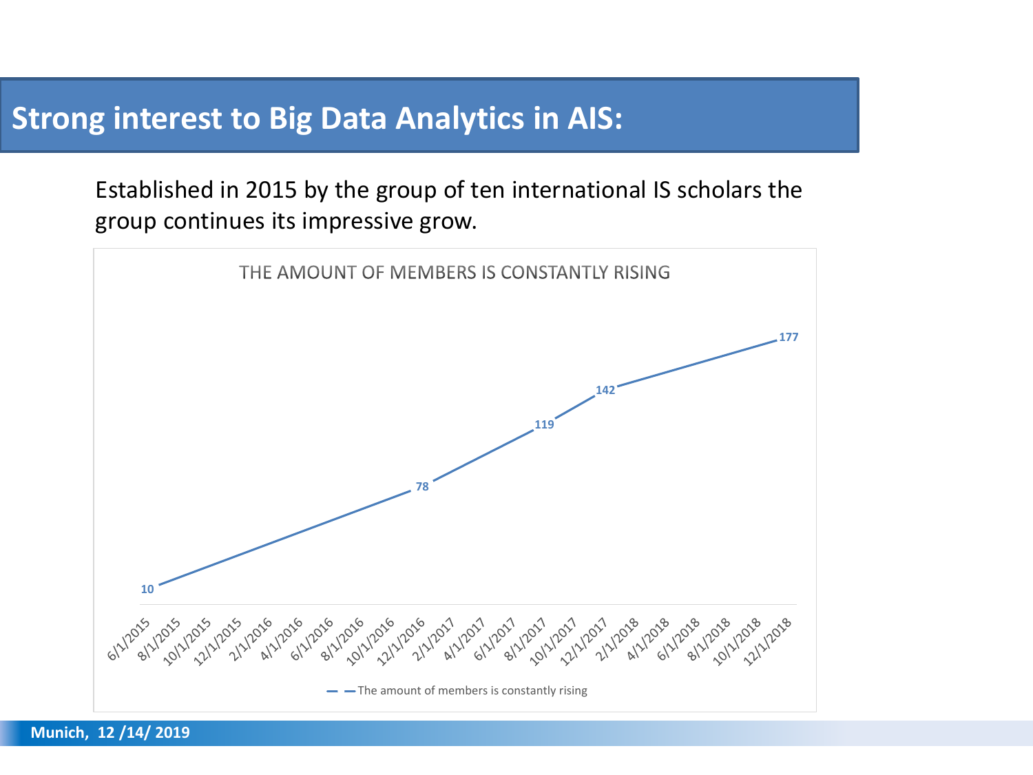# Strong interest to Big Data Analytics in AIS:

Established in 2015 by the group of ten international IS scholars the group continues its impressive grow.

THE AMOUNT OF MEMBERS IS CONSTANTLY RISING

| Date | Members |
|---|---|
| 6/1/2015 | 10 |
| 12/1/2016 | 78 |
| 8/1/2017 | 119 |
| 12/1/2017 | 142 |
| 12/1/2018 | 177 |

The amount of members is constantly rising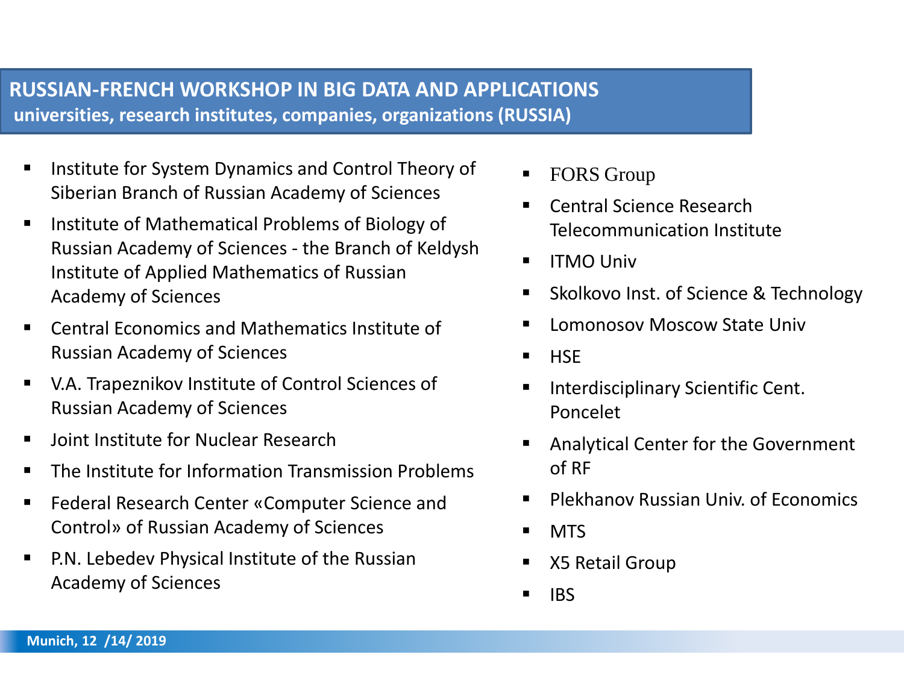# RUSSIAN-FRENCH WORKSHOP IN BIG DATA AND APPLICATIONS

## universities, research institutes, companies, organizations (RUSSIA)

- Institute for System Dynamics and Control Theory of Siberian Branch of Russian Academy of Sciences
- Institute of Mathematical Problems of Biology of Russian Academy of Sciences - the Branch of Keldysh Institute of Applied Mathematics of Russian Academy of Sciences
- Central Economics and Mathematics Institute of Russian Academy of Sciences
- V.A. Trapeznikov Institute of Control Sciences of Russian Academy of Sciences
- Joint Institute for Nuclear Research
- The Institute for Information Transmission Problems
- Federal Research Center «Computer Science and Control» of Russian Academy of Sciences
- P.N. Lebedev Physical Institute of the Russian Academy of Sciences
- FORS Group
- Central Science Research Telecommunication Institute
- ITMO Univ
- Skolkovo Inst. of Science & Technology
- Lomonosov Moscow State Univ
- HSE
- Interdisciplinary Scientific Cent. Poncelet
- Analytical Center for the Government of RF
- Plekhanov Russian Univ. of Economics
- MTS
- X5 Retail Group
- IBS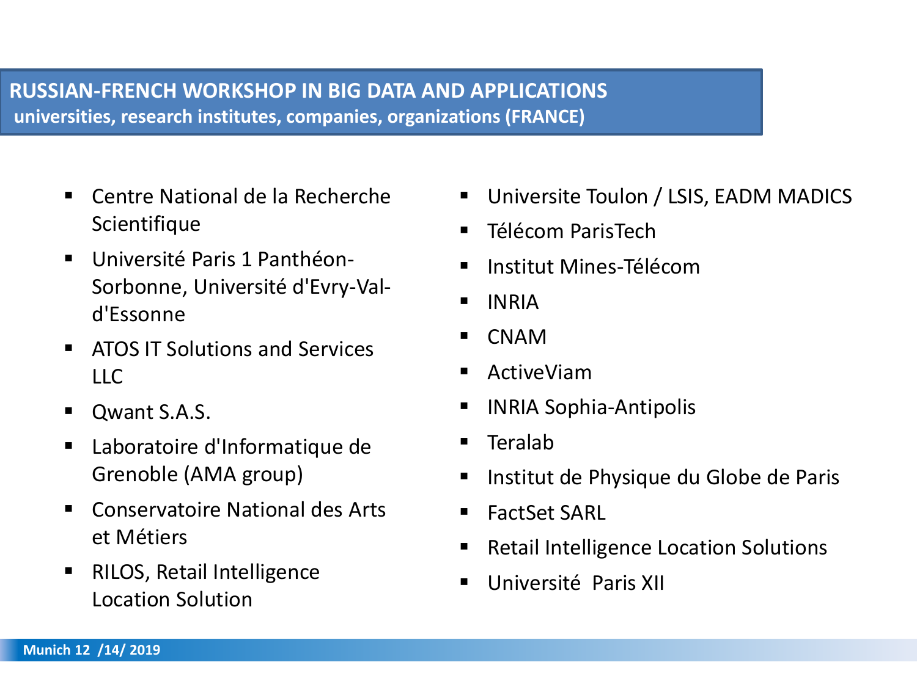## RUSSIAN-FRENCH WORKSHOP IN BIG DATA AND APPLICATIONS

**universities, research institutes, companies, organizations (FRANCE)**

- Centre National de la Recherche Scientifique
- Université Paris 1 Panthéon-Sorbonne, Université d'Evry-Val-d'Essonne
- ATOS IT Solutions and Services LLC
- Qwant S.A.S.
- Laboratoire d'Informatique de Grenoble (AMA group)
- Conservatoire National des Arts et Métiers
- RILOS, Retail Intelligence Location Solution
- Universite Toulon / LSIS, EADM MADICS
- Télécom ParisTech
- Institut Mines-Télécom
- INRIA
- CNAM
- ActiveViam
- INRIA Sophia-Antipolis
- Teralab
- Institut de Physique du Globe de Paris
- FactSet SARL
- Retail Intelligence Location Solutions
- Université  Paris XII

Munich 12  /14/ 2019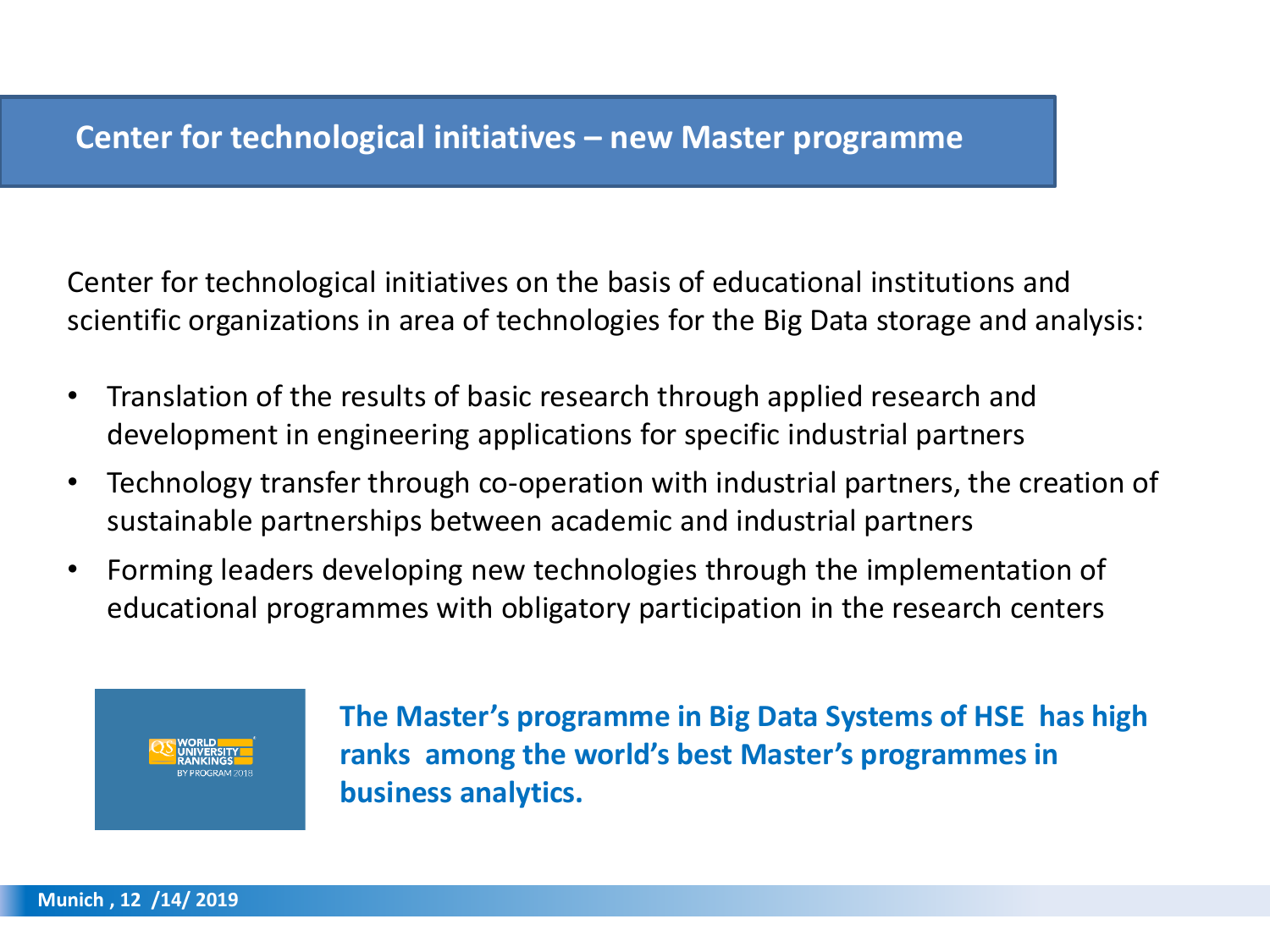## Center for technological initiatives – new Master programme

Center for technological initiatives on the basis of educational institutions and scientific organizations in area of technologies for the Big Data storage and analysis:

- Translation of the results of basic research through applied research and development in engineering applications for specific industrial partners
- Technology transfer through co-operation with industrial partners, the creation of sustainable partnerships between academic and industrial partners
- Forming leaders developing new technologies through the implementation of educational programmes with obligatory participation in the research centers

QS WORLD UNIVERSITY RANKINGS BY PROGRAM 2018

**The Master's programme in Big Data Systems of HSE has high ranks among the world's best Master's programmes in business analytics.**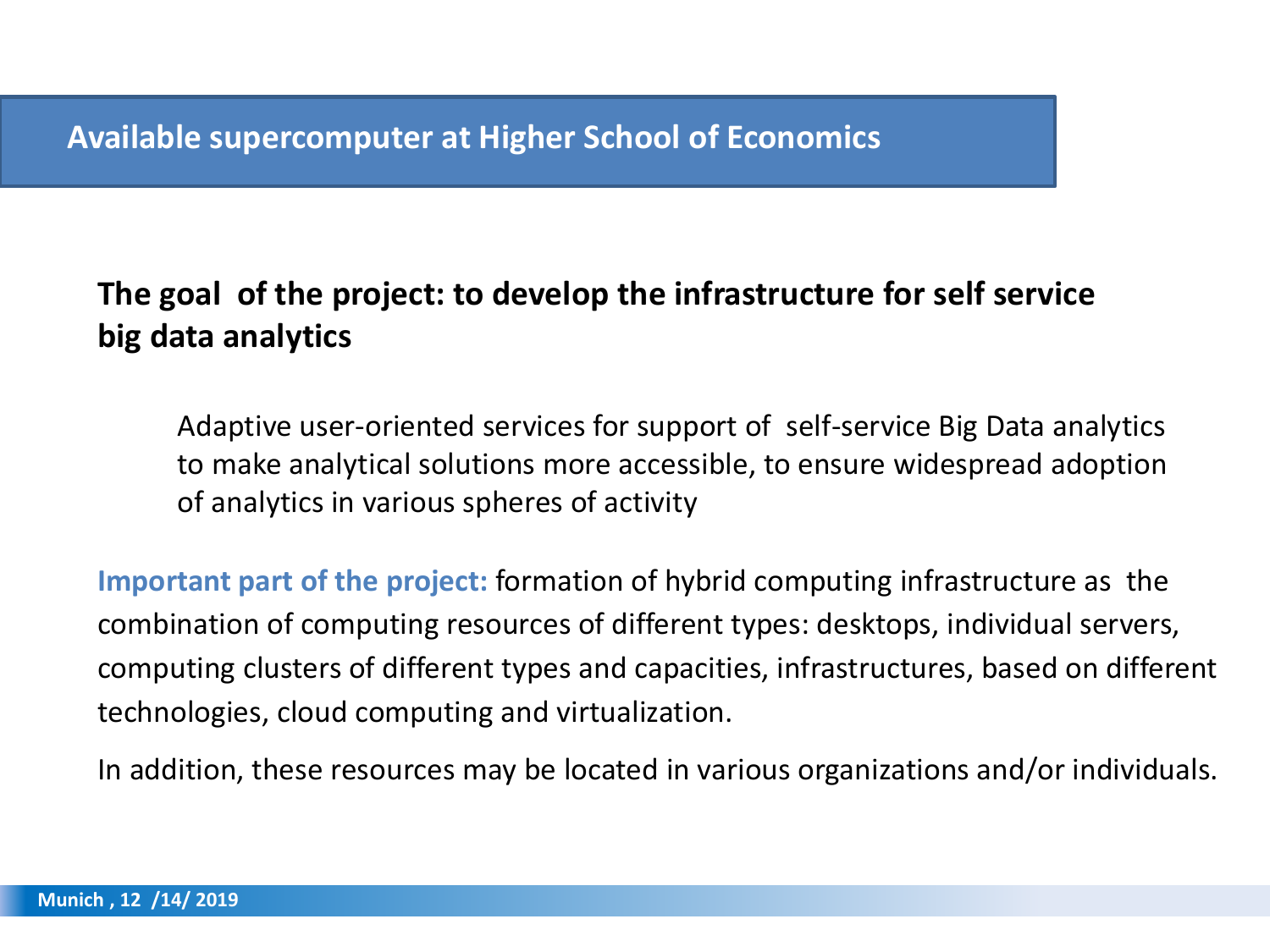## Available supercomputer at Higher School of Economics

**The goal of the project: to develop the infrastructure for self service big data analytics**

Adaptive user-oriented services for support of self-service Big Data analytics to make analytical solutions more accessible, to ensure widespread adoption of analytics in various spheres of activity

**Important part of the project:** formation of hybrid computing infrastructure as the combination of computing resources of different types: desktops, individual servers, computing clusters of different types and capacities, infrastructures, based on different technologies, cloud computing and virtualization.

In addition, these resources may be located in various organizations and/or individuals.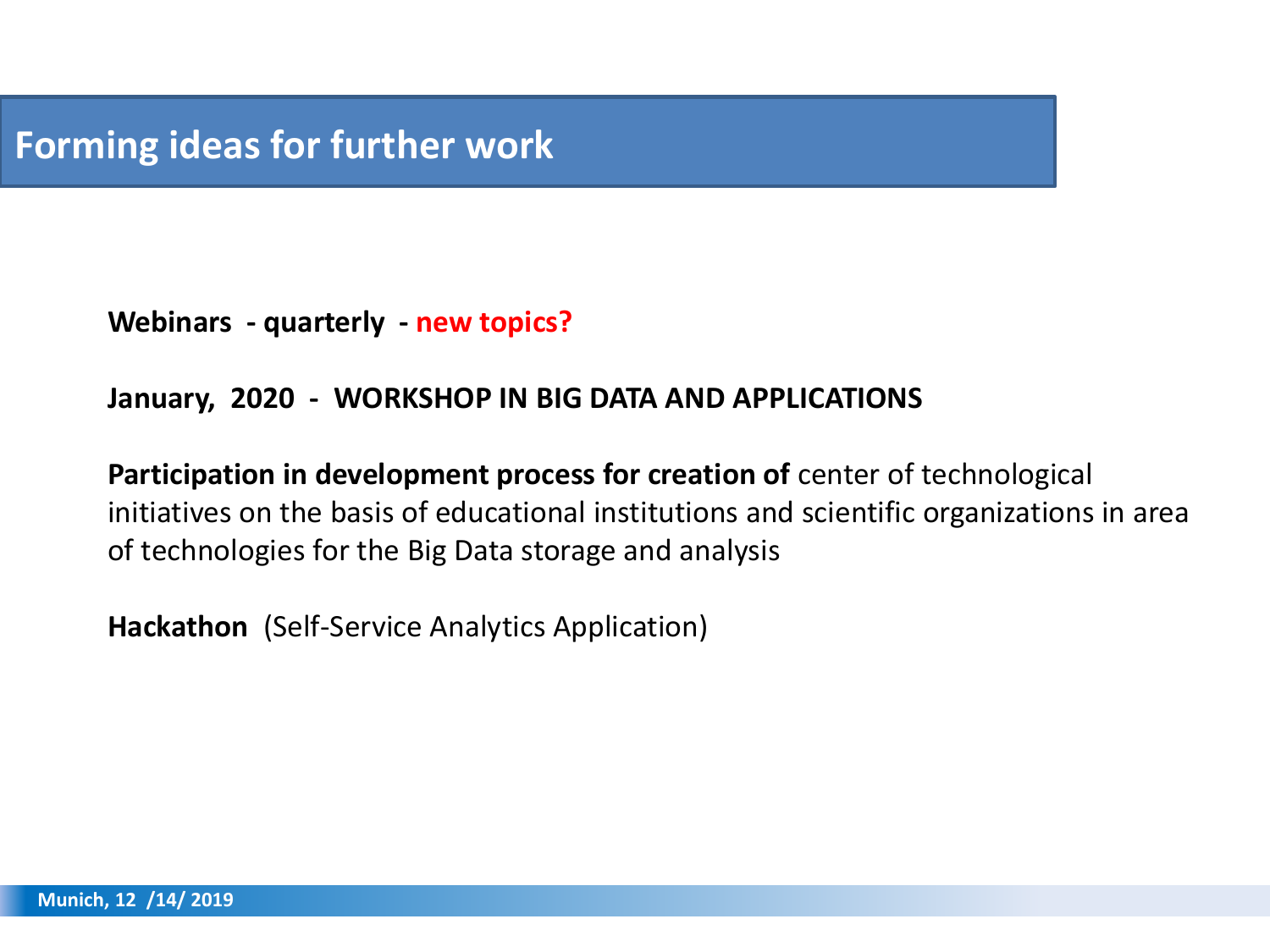# Forming ideas for further work

**Webinars - quarterly - new topics?**

**January, 2020 - WORKSHOP IN BIG DATA AND APPLICATIONS**

**Participation in development process for creation of** center of technological initiatives on the basis of educational institutions and scientific organizations in area of technologies for the Big Data storage and analysis

**Hackathon** (Self-Service Analytics Application)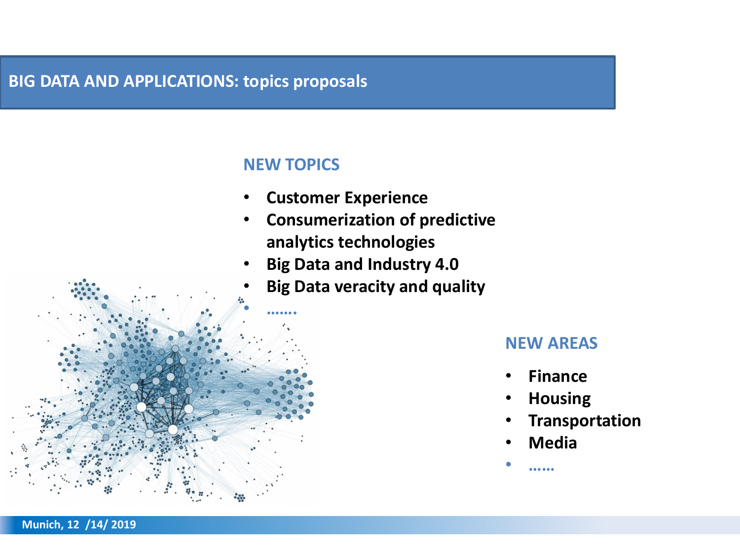# BIG DATA AND APPLICATIONS: topics proposals

## NEW TOPICS

- **Customer Experience**
- **Consumerization of predictive analytics technologies**
- **Big Data and Industry 4.0**
- **Big Data veracity and quality**
- **…….**

## NEW AREAS

- **Finance**
- **Housing**
- **Transportation**
- **Media**
- **……**

Munich, 12 /14/ 2019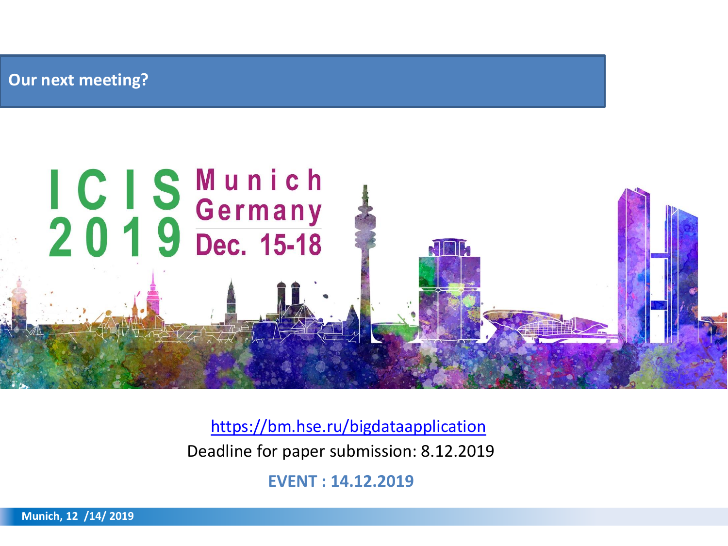## Our next meeting?

ICIS 2019 Munich Germany Dec. 15-18

https://bm.hse.ru/bigdataapplication

Deadline for paper submission: 8.12.2019

**EVENT : 14.12.2019**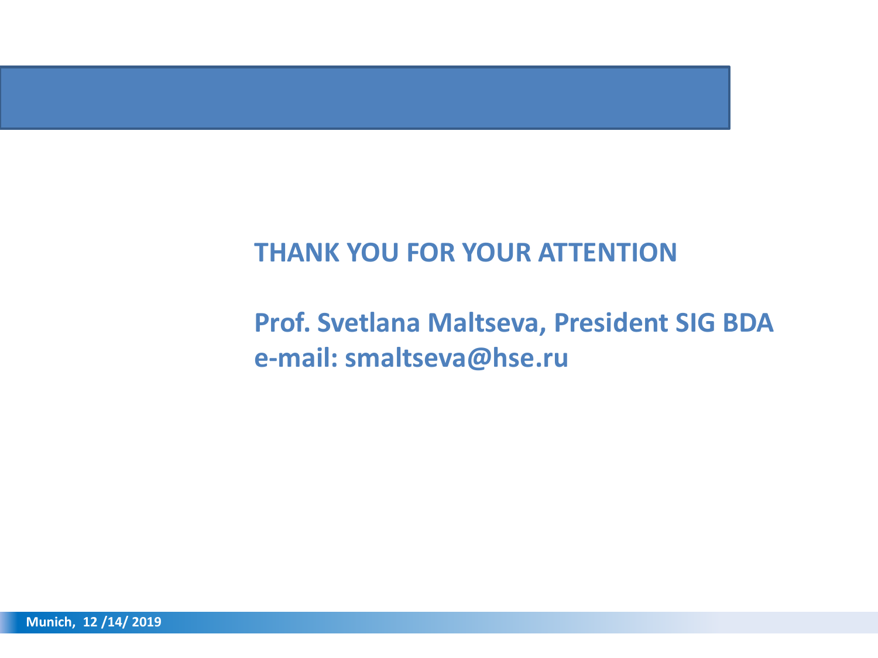**THANK YOU FOR YOUR ATTENTION**

**Prof. Svetlana Maltseva, President SIG BDA**
**e-mail: smaltseva@hse.ru**